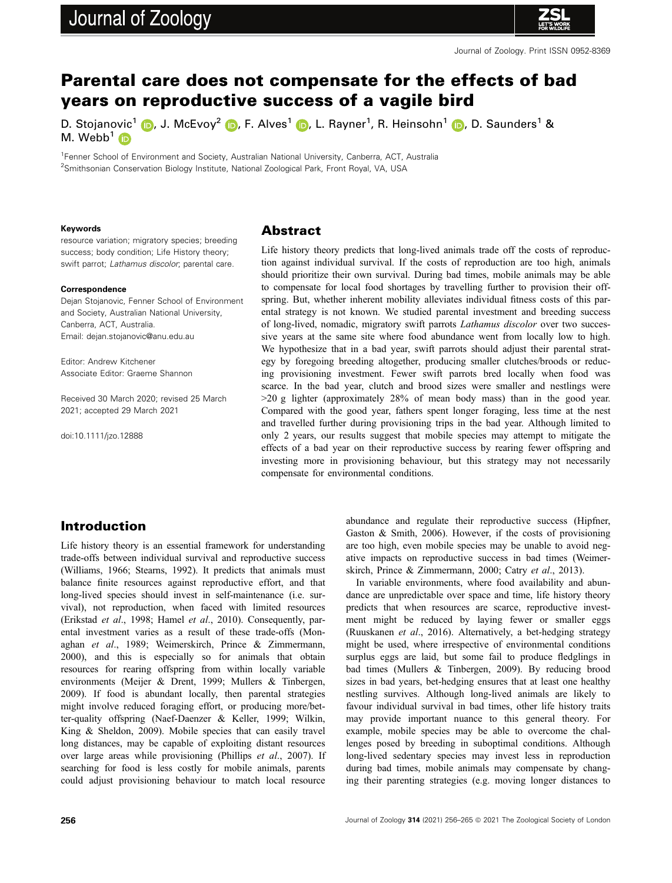# Parental care does not compensate for the effects of bad years on reproductive success of a vagile bird

D. Stojanovic[1], J. McEvoy[2], F. Alves[1], L. Rayner[1], R. Heinsohn[1], D. Saunders[1] & M. Webb[1]

[1]Fenner School of Environment and Society, Australian National University, Canberra, ACT, Australia
[2]Smithsonian Conservation Biology Institute, National Zoological Park, Front Royal, VA, USA

**Keywords**
resource variation; migratory species; breeding success; body condition; Life History theory; swift parrot; *Lathamus discolor*; parental care.

**Correspondence**
Dejan Stojanovic, Fenner School of Environment and Society, Australian National University, Canberra, ACT, Australia.
Email: dejan.stojanovic@anu.edu.au

Editor: Andrew Kitchener
Associate Editor: Graeme Shannon

Received 30 March 2020; revised 25 March 2021; accepted 29 March 2021

doi:10.1111/jzo.12888

## Abstract

Life history theory predicts that long-lived animals trade off the costs of reproduction against individual survival. If the costs of reproduction are too high, animals should prioritize their own survival. During bad times, mobile animals may be able to compensate for local food shortages by travelling further to provision their offspring. But, whether inherent mobility alleviates individual fitness costs of this parental strategy is not known. We studied parental investment and breeding success of long-lived, nomadic, migratory swift parrots *Lathamus discolor* over two successive years at the same site where food abundance went from locally low to high. We hypothesize that in a bad year, swift parrots should adjust their parental strategy by foregoing breeding altogether, producing smaller clutches/broods or reducing provisioning investment. Fewer swift parrots bred locally when food was scarce. In the bad year, clutch and brood sizes were smaller and nestlings were >20 g lighter (approximately 28% of mean body mass) than in the good year. Compared with the good year, fathers spent longer foraging, less time at the nest and travelled further during provisioning trips in the bad year. Although limited to only 2 years, our results suggest that mobile species may attempt to mitigate the effects of a bad year on their reproductive success by rearing fewer offspring and investing more in provisioning behaviour, but this strategy may not necessarily compensate for environmental conditions.

## Introduction

Life history theory is an essential framework for understanding trade-offs between individual survival and reproductive success (Williams, 1966; Stearns, 1992). It predicts that animals must balance finite resources against reproductive effort, and that long-lived species should invest in self-maintenance (i.e. survival), not reproduction, when faced with limited resources (Erikstad *et al*., 1998; Hamel *et al*., 2010). Consequently, parental investment varies as a result of these trade-offs (Monaghan *et al*., 1989; Weimerskirch, Prince & Zimmermann, 2000), and this is especially so for animals that obtain resources for rearing offspring from within locally variable environments (Meijer & Drent, 1999; Mullers & Tinbergen, 2009). If food is abundant locally, then parental strategies might involve reduced foraging effort, or producing more/better-quality offspring (Naef-Daenzer & Keller, 1999; Wilkin, King & Sheldon, 2009). Mobile species that can easily travel long distances, may be capable of exploiting distant resources over large areas while provisioning (Phillips *et al*., 2007). If searching for food is less costly for mobile animals, parents could adjust provisioning behaviour to match local resource abundance and regulate their reproductive success (Hipfner, Gaston & Smith, 2006). However, if the costs of provisioning are too high, even mobile species may be unable to avoid negative impacts on reproductive success in bad times (Weimerskirch, Prince & Zimmermann, 2000; Catry *et al*., 2013).

In variable environments, where food availability and abundance are unpredictable over space and time, life history theory predicts that when resources are scarce, reproductive investment might be reduced by laying fewer or smaller eggs (Ruuskanen *et al*., 2016). Alternatively, a bet-hedging strategy might be used, where irrespective of environmental conditions surplus eggs are laid, but some fail to produce fledglings in bad times (Mullers & Tinbergen, 2009). By reducing brood sizes in bad years, bet-hedging ensures that at least one healthy nestling survives. Although long-lived animals are likely to favour individual survival in bad times, other life history traits may provide important nuance to this general theory. For example, mobile species may be able to overcome the challenges posed by breeding in suboptimal conditions. Although long-lived sedentary species may invest less in reproduction during bad times, mobile animals may compensate by changing their parenting strategies (e.g. moving longer distances to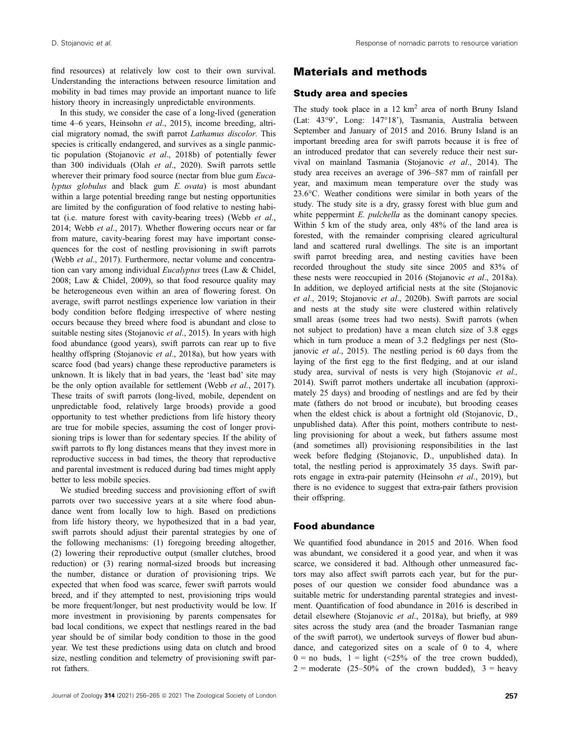find resources) at relatively low cost to their own survival. Understanding the interactions between resource limitation and mobility in bad times may provide an important nuance to life history theory in increasingly unpredictable environments.

In this study, we consider the case of a long-lived (generation time 4–6 years, Heinsohn *et al*., 2015), income breeding, altricial migratory nomad, the swift parrot *Lathamus discolor*. This species is critically endangered, and survives as a single panmictic population (Stojanovic *et al*., 2018b) of potentially fewer than 300 individuals (Olah *et al*., 2020). Swift parrots settle wherever their primary food source (nectar from blue gum *Eucalyptus globulus* and black gum *E. ovata*) is most abundant within a large potential breeding range but nesting opportunities are limited by the configuration of food relative to nesting habitat (i.e. mature forest with cavity-bearing trees) (Webb *et al*., 2014; Webb *et al*., 2017). Whether flowering occurs near or far from mature, cavity-bearing forest may have important consequences for the cost of nestling provisioning in swift parrots (Webb *et al*., 2017). Furthermore, nectar volume and concentration can vary among individual *Eucalyptus* trees (Law & Chidel, 2008; Law & Chidel, 2009), so that food resource quality may be heterogeneous even within an area of flowering forest. On average, swift parrot nestlings experience low variation in their body condition before fledging irrespective of where nesting occurs because they breed where food is abundant and close to suitable nesting sites (Stojanovic *et al*., 2015). In years with high food abundance (good years), swift parrots can rear up to five healthy offspring (Stojanovic *et al*., 2018a), but how years with scarce food (bad years) change these reproductive parameters is unknown. It is likely that in bad years, the 'least bad' site may be the only option available for settlement (Webb *et al*., 2017). These traits of swift parrots (long-lived, mobile, dependent on unpredictable food, relatively large broods) provide a good opportunity to test whether predictions from life history theory are true for mobile species, assuming the cost of longer provisioning trips is lower than for sedentary species. If the ability of swift parrots to fly long distances means that they invest more in reproductive success in bad times, the theory that reproductive and parental investment is reduced during bad times might apply better to less mobile species.

We studied breeding success and provisioning effort of swift parrots over two successive years at a site where food abundance went from locally low to high. Based on predictions from life history theory, we hypothesized that in a bad year, swift parrots should adjust their parental strategies by one of the following mechanisms: (1) foregoing breeding altogether, (2) lowering their reproductive output (smaller clutches, brood reduction) or (3) rearing normal-sized broods but increasing the number, distance or duration of provisioning trips. We expected that when food was scarce, fewer swift parrots would breed, and if they attempted to nest, provisioning trips would be more frequent/longer, but nest productivity would be low. If more investment in provisioning by parents compensates for bad local conditions, we expect that nestlings reared in the bad year should be of similar body condition to those in the good year. We test these predictions using data on clutch and brood size, nestling condition and telemetry of provisioning swift parrot fathers.

## Materials and methods

### Study area and species

The study took place in a 12 km$^2$ area of north Bruny Island (Lat: 43°9', Long: 147°18'), Tasmania, Australia between September and January of 2015 and 2016. Bruny Island is an important breeding area for swift parrots because it is free of an introduced predator that can severely reduce their nest survival on mainland Tasmania (Stojanovic *et al*., 2014). The study area receives an average of 396–587 mm of rainfall per year, and maximum mean temperature over the study was 23.6°C. Weather conditions were similar in both years of the study. The study site is a dry, grassy forest with blue gum and white peppermint *E. pulchella* as the dominant canopy species. Within 5 km of the study area, only 48% of the land area is forested, with the remainder comprising cleared agricultural land and scattered rural dwellings. The site is an important swift parrot breeding area, and nesting cavities have been recorded throughout the study site since 2005 and 83% of these nests were reoccupied in 2016 (Stojanovic *et al*., 2018a). In addition, we deployed artificial nests at the site (Stojanovic *et al*., 2019; Stojanovic *et al*., 2020b). Swift parrots are social and nests at the study site were clustered within relatively small areas (some trees had two nests). Swift parrots (when not subject to predation) have a mean clutch size of 3.8 eggs which in turn produce a mean of 3.2 fledglings per nest (Stojanovic *et al*., 2015). The nestling period is 60 days from the laying of the first egg to the first fledging, and at our island study area, survival of nests is very high (Stojanovic *et al.,* 2014). Swift parrot mothers undertake all incubation (approximately 25 days) and brooding of nestlings and are fed by their mate (fathers do not brood or incubate), but brooding ceases when the eldest chick is about a fortnight old (Stojanovic, D., unpublished data). After this point, mothers contribute to nestling provisioning for about a week, but fathers assume most (and sometimes all) provisioning responsibilities in the last week before fledging (Stojanovic, D., unpublished data). In total, the nestling period is approximately 35 days. Swift parrots engage in extra-pair paternity (Heinsohn *et al*., 2019), but there is no evidence to suggest that extra-pair fathers provision their offspring.

### Food abundance

We quantified food abundance in 2015 and 2016. When food was abundant, we considered it a good year, and when it was scarce, we considered it bad. Although other unmeasured factors may also affect swift parrots each year, but for the purposes of our question we consider food abundance was a suitable metric for understanding parental strategies and investment. Quantification of food abundance in 2016 is described in detail elsewhere (Stojanovic *et al*., 2018a), but briefly, at 989 sites across the study area (and the broader Tasmanian range of the swift parrot), we undertook surveys of flower bud abundance, and categorized sites on a scale of 0 to 4, where 0 = no buds, 1 = light (<25% of the tree crown budded), 2 = moderate (25–50% of the crown budded), 3 = heavy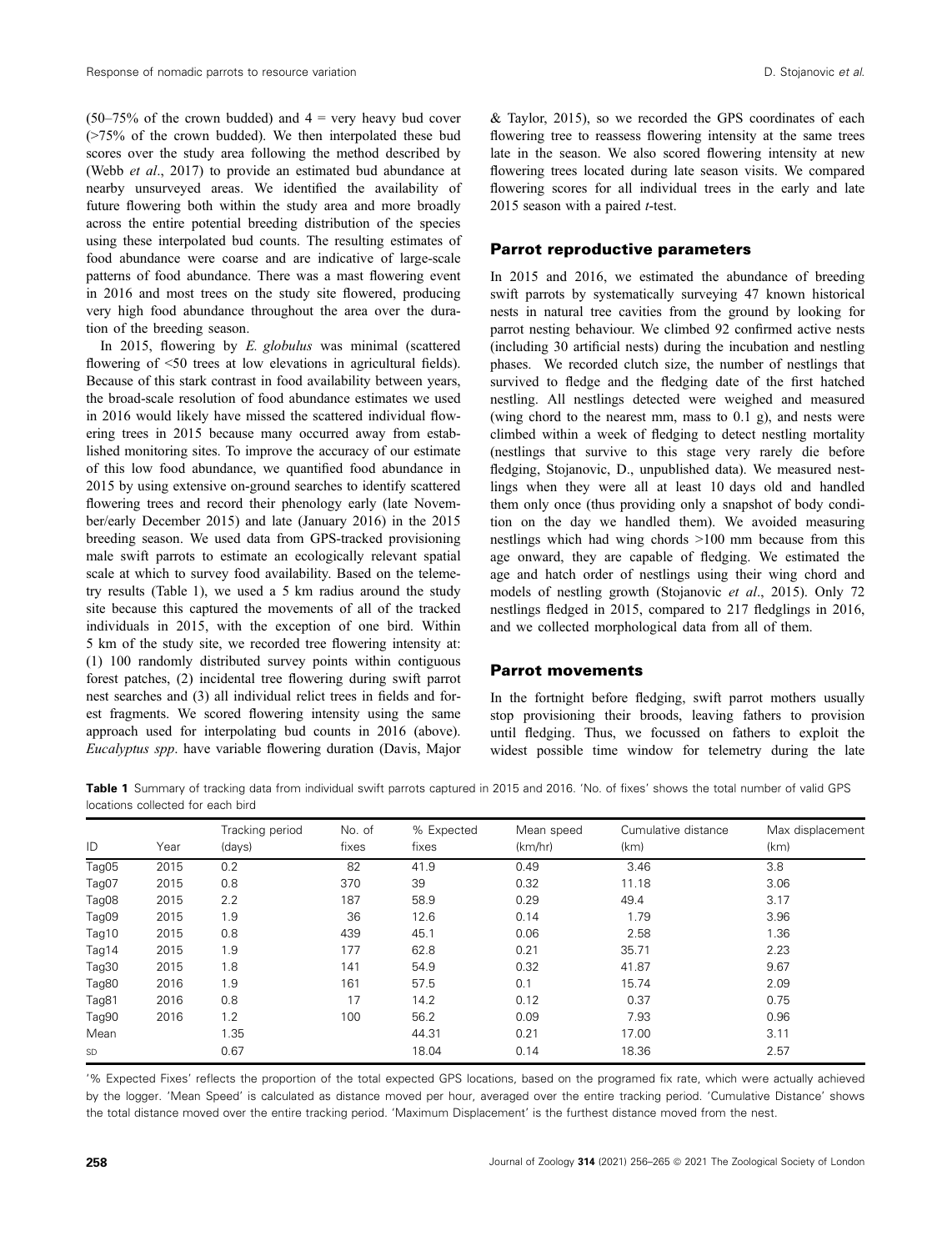(50–75% of the crown budded) and 4 = very heavy bud cover (>75% of the crown budded). We then interpolated these bud scores over the study area following the method described by (Webb *et al*., 2017) to provide an estimated bud abundance at nearby unsurveyed areas. We identified the availability of future flowering both within the study area and more broadly across the entire potential breeding distribution of the species using these interpolated bud counts. The resulting estimates of food abundance were coarse and are indicative of large-scale patterns of food abundance. There was a mast flowering event in 2016 and most trees on the study site flowered, producing very high food abundance throughout the area over the duration of the breeding season.

In 2015, flowering by *E. globulus* was minimal (scattered flowering of <50 trees at low elevations in agricultural fields). Because of this stark contrast in food availability between years, the broad-scale resolution of food abundance estimates we used in 2016 would likely have missed the scattered individual flowering trees in 2015 because many occurred away from established monitoring sites. To improve the accuracy of our estimate of this low food abundance, we quantified food abundance in 2015 by using extensive on-ground searches to identify scattered flowering trees and record their phenology early (late November/early December 2015) and late (January 2016) in the 2015 breeding season. We used data from GPS-tracked provisioning male swift parrots to estimate an ecologically relevant spatial scale at which to survey food availability. Based on the telemetry results (Table 1), we used a 5 km radius around the study site because this captured the movements of all of the tracked individuals in 2015, with the exception of one bird. Within 5 km of the study site, we recorded tree flowering intensity at: (1) 100 randomly distributed survey points within contiguous forest patches, (2) incidental tree flowering during swift parrot nest searches and (3) all individual relict trees in fields and forest fragments. We scored flowering intensity using the same approach used for interpolating bud counts in 2016 (above). *Eucalyptus spp*. have variable flowering duration (Davis, Major & Taylor, 2015), so we recorded the GPS coordinates of each flowering tree to reassess flowering intensity at the same trees late in the season. We also scored flowering intensity at new flowering trees located during late season visits. We compared flowering scores for all individual trees in the early and late 2015 season with a paired *t*-test.

## Parrot reproductive parameters

In 2015 and 2016, we estimated the abundance of breeding swift parrots by systematically surveying 47 known historical nests in natural tree cavities from the ground by looking for parrot nesting behaviour. We climbed 92 confirmed active nests (including 30 artificial nests) during the incubation and nestling phases. We recorded clutch size, the number of nestlings that survived to fledge and the fledging date of the first hatched nestling. All nestlings detected were weighed and measured (wing chord to the nearest mm, mass to 0.1 g), and nests were climbed within a week of fledging to detect nestling mortality (nestlings that survive to this stage very rarely die before fledging, Stojanovic, D., unpublished data). We measured nestlings when they were all at least 10 days old and handled them only once (thus providing only a snapshot of body condition on the day we handled them). We avoided measuring nestlings which had wing chords >100 mm because from this age onward, they are capable of fledging. We estimated the age and hatch order of nestlings using their wing chord and models of nestling growth (Stojanovic *et al*., 2015). Only 72 nestlings fledged in 2015, compared to 217 fledglings in 2016, and we collected morphological data from all of them.

## Parrot movements

In the fortnight before fledging, swift parrot mothers usually stop provisioning their broods, leaving fathers to provision until fledging. Thus, we focussed on fathers to exploit the widest possible time window for telemetry during the late

**Table 1** Summary of tracking data from individual swift parrots captured in 2015 and 2016. 'No. of fixes' shows the total number of valid GPS locations collected for each bird

| ID | Year | Tracking period (days) | No. of fixes | % Expected fixes | Mean speed (km/hr) | Cumulative distance (km) | Max displacement (km) |
|---|---|---|---|---|---|---|---|
| Tag05 | 2015 | 0.2 | 82 | 41.9 | 0.49 | 3.46 | 3.8 |
| Tag07 | 2015 | 0.8 | 370 | 39 | 0.32 | 11.18 | 3.06 |
| Tag08 | 2015 | 2.2 | 187 | 58.9 | 0.29 | 49.4 | 3.17 |
| Tag09 | 2015 | 1.9 | 36 | 12.6 | 0.14 | 1.79 | 3.96 |
| Tag10 | 2015 | 0.8 | 439 | 45.1 | 0.06 | 2.58 | 1.36 |
| Tag14 | 2015 | 1.9 | 177 | 62.8 | 0.21 | 35.71 | 2.23 |
| Tag30 | 2015 | 1.8 | 141 | 54.9 | 0.32 | 41.87 | 9.67 |
| Tag80 | 2016 | 1.9 | 161 | 57.5 | 0.1 | 15.74 | 2.09 |
| Tag81 | 2016 | 0.8 | 17 | 14.2 | 0.12 | 0.37 | 0.75 |
| Tag90 | 2016 | 1.2 | 100 | 56.2 | 0.09 | 7.93 | 0.96 |
| Mean | | 1.35 | | 44.31 | 0.21 | 17.00 | 3.11 |
| SD | | 0.67 | | 18.04 | 0.14 | 18.36 | 2.57 |

'% Expected Fixes' reflects the proportion of the total expected GPS locations, based on the programed fix rate, which were actually achieved by the logger. 'Mean Speed' is calculated as distance moved per hour, averaged over the entire tracking period. 'Cumulative Distance' shows the total distance moved over the entire tracking period. 'Maximum Displacement' is the furthest distance moved from the nest.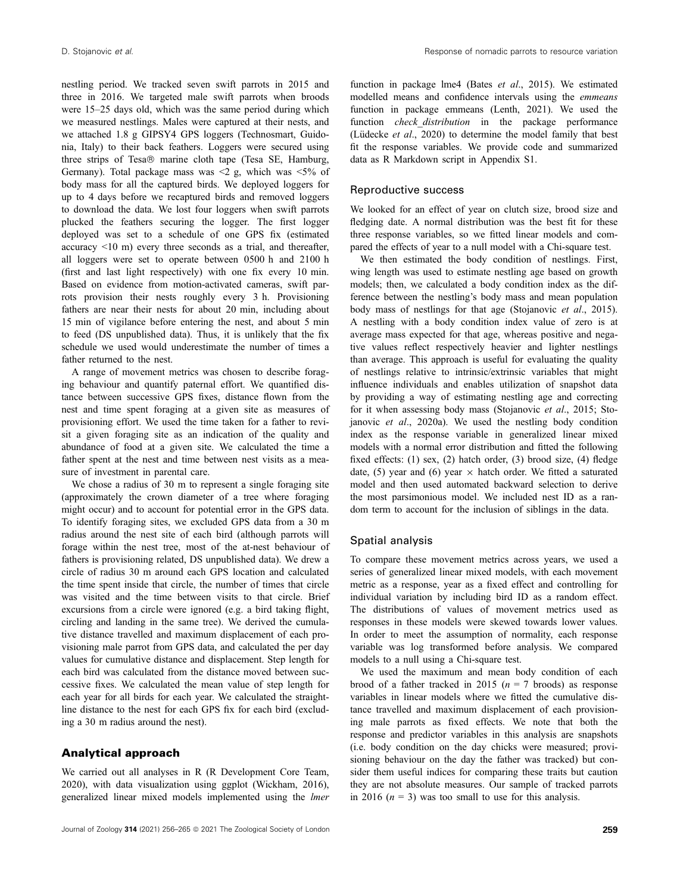nestling period. We tracked seven swift parrots in 2015 and three in 2016. We targeted male swift parrots when broods were 15–25 days old, which was the same period during which we measured nestlings. Males were captured at their nests, and we attached 1.8 g GIPSY4 GPS loggers (Technosmart, Guidonia, Italy) to their back feathers. Loggers were secured using three strips of Tesa® marine cloth tape (Tesa SE, Hamburg, Germany). Total package mass was <2 g, which was <5% of body mass for all the captured birds. We deployed loggers for up to 4 days before we recaptured birds and removed loggers to download the data. We lost four loggers when swift parrots plucked the feathers securing the logger. The first logger deployed was set to a schedule of one GPS fix (estimated accuracy <10 m) every three seconds as a trial, and thereafter, all loggers were set to operate between 0500 h and 2100 h (first and last light respectively) with one fix every 10 min. Based on evidence from motion-activated cameras, swift parrots provision their nests roughly every 3 h. Provisioning fathers are near their nests for about 20 min, including about 15 min of vigilance before entering the nest, and about 5 min to feed (DS unpublished data). Thus, it is unlikely that the fix schedule we used would underestimate the number of times a father returned to the nest.

A range of movement metrics was chosen to describe foraging behaviour and quantify paternal effort. We quantified distance between successive GPS fixes, distance flown from the nest and time spent foraging at a given site as measures of provisioning effort. We used the time taken for a father to revisit a given foraging site as an indication of the quality and abundance of food at a given site. We calculated the time a father spent at the nest and time between nest visits as a measure of investment in parental care.

We chose a radius of 30 m to represent a single foraging site (approximately the crown diameter of a tree where foraging might occur) and to account for potential error in the GPS data. To identify foraging sites, we excluded GPS data from a 30 m radius around the nest site of each bird (although parrots will forage within the nest tree, most of the at-nest behaviour of fathers is provisioning related, DS unpublished data). We drew a circle of radius 30 m around each GPS location and calculated the time spent inside that circle, the number of times that circle was visited and the time between visits to that circle. Brief excursions from a circle were ignored (e.g. a bird taking flight, circling and landing in the same tree). We derived the cumulative distance travelled and maximum displacement of each provisioning male parrot from GPS data, and calculated the per day values for cumulative distance and displacement. Step length for each bird was calculated from the distance moved between successive fixes. We calculated the mean value of step length for each year for all birds for each year. We calculated the straight-line distance to the nest for each GPS fix for each bird (excluding a 30 m radius around the nest).

## Analytical approach

We carried out all analyses in R (R Development Core Team, 2020), with data visualization using ggplot (Wickham, 2016), generalized linear mixed models implemented using the *lmer* function in package lme4 (Bates *et al*., 2015). We estimated modelled means and confidence intervals using the *emmeans* function in package emmeans (Lenth, 2021). We used the function *check_distribution* in the package performance (Lüdecke *et al*., 2020) to determine the model family that best fit the response variables. We provide code and summarized data as R Markdown script in Appendix S1.

### Reproductive success

We looked for an effect of year on clutch size, brood size and fledging date. A normal distribution was the best fit for these three response variables, so we fitted linear models and compared the effects of year to a null model with a Chi-square test.

We then estimated the body condition of nestlings. First, wing length was used to estimate nestling age based on growth models; then, we calculated a body condition index as the difference between the nestling's body mass and mean population body mass of nestlings for that age (Stojanovic *et al*., 2015). A nestling with a body condition index value of zero is at average mass expected for that age, whereas positive and negative values reflect respectively heavier and lighter nestlings than average. This approach is useful for evaluating the quality of nestlings relative to intrinsic/extrinsic variables that might influence individuals and enables utilization of snapshot data by providing a way of estimating nestling age and correcting for it when assessing body mass (Stojanovic *et al*., 2015; Stojanovic *et al*., 2020a). We used the nestling body condition index as the response variable in generalized linear mixed models with a normal error distribution and fitted the following fixed effects: (1) sex, (2) hatch order, (3) brood size, (4) fledge date, (5) year and (6) year × hatch order. We fitted a saturated model and then used automated backward selection to derive the most parsimonious model. We included nest ID as a random term to account for the inclusion of siblings in the data.

### Spatial analysis

To compare these movement metrics across years, we used a series of generalized linear mixed models, with each movement metric as a response, year as a fixed effect and controlling for individual variation by including bird ID as a random effect. The distributions of values of movement metrics used as responses in these models were skewed towards lower values. In order to meet the assumption of normality, each response variable was log transformed before analysis. We compared models to a null using a Chi-square test.

We used the maximum and mean body condition of each brood of a father tracked in 2015 ($n = 7$ broods) as response variables in linear models where we fitted the cumulative distance travelled and maximum displacement of each provisioning male parrots as fixed effects. We note that both the response and predictor variables in this analysis are snapshots (i.e. body condition on the day chicks were measured; provisioning behaviour on the day the father was tracked) but consider them useful indices for comparing these traits but caution they are not absolute measures. Our sample of tracked parrots in 2016 ($n = 3$) was too small to use for this analysis.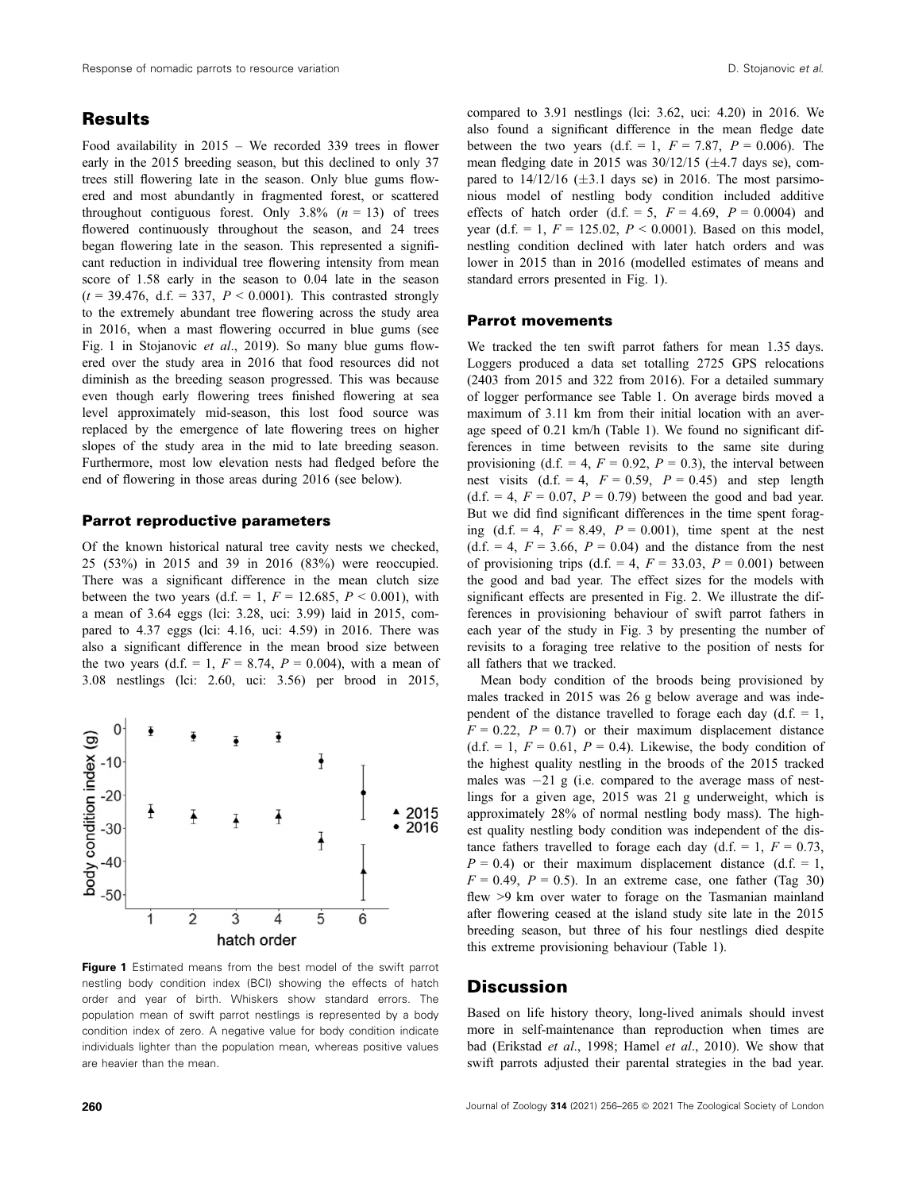## Results

Food availability in 2015 – We recorded 339 trees in flower early in the 2015 breeding season, but this declined to only 37 trees still flowering late in the season. Only blue gums flowered and most abundantly in fragmented forest, or scattered throughout contiguous forest. Only 3.8% ($n = 13$) of trees flowered continuously throughout the season, and 24 trees began flowering late in the season. This represented a significant reduction in individual tree flowering intensity from mean score of 1.58 early in the season to 0.04 late in the season ($t = 39.476$, d.f. = 337, $P < 0.0001$). This contrasted strongly to the extremely abundant tree flowering across the study area in 2016, when a mast flowering occurred in blue gums (see Fig. 1 in Stojanovic *et al*., 2019). So many blue gums flowered over the study area in 2016 that food resources did not diminish as the breeding season progressed. This was because even though early flowering trees finished flowering at sea level approximately mid-season, this lost food source was replaced by the emergence of late flowering trees on higher slopes of the study area in the mid to late breeding season. Furthermore, most low elevation nests had fledged before the end of flowering in those areas during 2016 (see below).

### Parrot reproductive parameters

Of the known historical natural tree cavity nests we checked, 25 (53%) in 2015 and 39 in 2016 (83%) were reoccupied. There was a significant difference in the mean clutch size between the two years (d.f. = 1, $F = 12.685$, $P < 0.001$), with a mean of 3.64 eggs (lci: 3.28, uci: 3.99) laid in 2015, compared to 4.37 eggs (lci: 4.16, uci: 4.59) in 2016. There was also a significant difference in the mean brood size between the two years (d.f. = 1, $F = 8.74$, $P = 0.004$), with a mean of 3.08 nestlings (lci: 2.60, uci: 3.56) per brood in 2015, compared to 3.91 nestlings (lci: 3.62, uci: 4.20) in 2016. We also found a significant difference in the mean fledge date between the two years (d.f. = 1, $F = 7.87$, $P = 0.006$). The mean fledging date in 2015 was 30/12/15 (±4.7 days se), compared to 14/12/16 (±3.1 days se) in 2016. The most parsimonious model of nestling body condition included additive effects of hatch order (d.f. = 5, $F = 4.69$, $P = 0.0004$) and year (d.f. = 1, $F = 125.02$, $P < 0.0001$). Based on this model, nestling condition declined with later hatch orders and was lower in 2015 than in 2016 (modelled estimates of means and standard errors presented in Fig. 1).

Figure 1 Estimated means from the best model of the swift parrot nestling body condition index (BCI) showing the effects of hatch order and year of birth. Whiskers show standard errors. The population mean of swift parrot nestlings is represented by a body condition index of zero. A negative value for body condition indicate individuals lighter than the population mean, whereas positive values are heavier than the mean.

### Parrot movements

We tracked the ten swift parrot fathers for mean 1.35 days. Loggers produced a data set totalling 2725 GPS relocations (2403 from 2015 and 322 from 2016). For a detailed summary of logger performance see Table 1. On average birds moved a maximum of 3.11 km from their initial location with an average speed of 0.21 km/h (Table 1). We found no significant differences in time between revisits to the same site during provisioning (d.f. = 4, $F = 0.92$, $P = 0.3$), the interval between nest visits (d.f. = 4, $F = 0.59$, $P = 0.45$) and step length (d.f. = 4, $F = 0.07$, $P = 0.79$) between the good and bad year. But we did find significant differences in the time spent foraging (d.f. = 4, $F = 8.49$, $P = 0.001$), time spent at the nest (d.f. = 4, $F = 3.66$, $P = 0.04$) and the distance from the nest of provisioning trips (d.f. = 4, $F = 33.03$, $P = 0.001$) between the good and bad year. The effect sizes for the models with significant effects are presented in Fig. 2. We illustrate the differences in provisioning behaviour of swift parrot fathers in each year of the study in Fig. 3 by presenting the number of revisits to a foraging tree relative to the position of nests for all fathers that we tracked.

Mean body condition of the broods being provisioned by males tracked in 2015 was 26 g below average and was independent of the distance travelled to forage each day (d.f. = 1, $F = 0.22$, $P = 0.7$) or their maximum displacement distance (d.f. = 1, $F = 0.61$, $P = 0.4$). Likewise, the body condition of the highest quality nestling in the broods of the 2015 tracked males was −21 g (i.e. compared to the average mass of nestlings for a given age, 2015 was 21 g underweight, which is approximately 28% of normal nestling body mass). The highest quality nestling body condition was independent of the distance fathers travelled to forage each day (d.f. = 1, $F = 0.73$, $P = 0.4$) or their maximum displacement distance (d.f. = 1, $F = 0.49$, $P = 0.5$). In an extreme case, one father (Tag 30) flew >9 km over water to forage on the Tasmanian mainland after flowering ceased at the island study site late in the 2015 breeding season, but three of his four nestlings died despite this extreme provisioning behaviour (Table 1).

## Discussion

Based on life history theory, long-lived animals should invest more in self-maintenance than reproduction when times are bad (Erikstad *et al*., 1998; Hamel *et al*., 2010). We show that swift parrots adjusted their parental strategies in the bad year.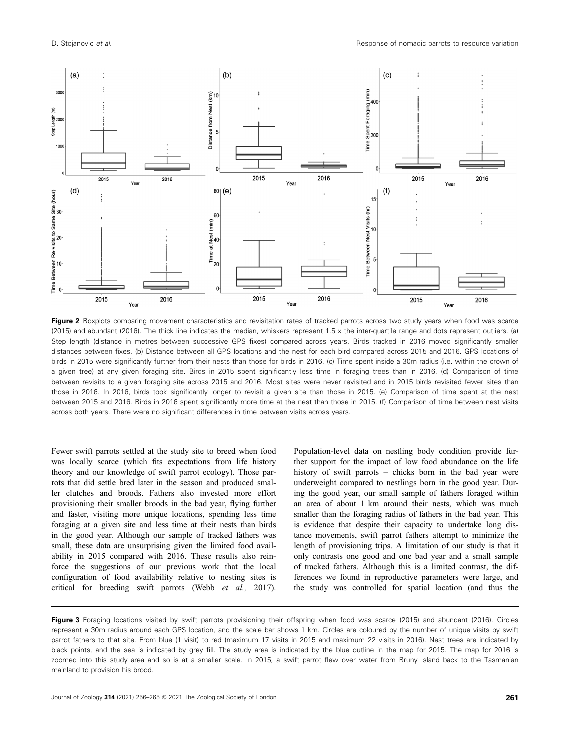**Figure 2** Boxplots comparing movement characteristics and revisitation rates of tracked parrots across two study years when food was scarce (2015) and abundant (2016). The thick line indicates the median, whiskers represent 1.5 x the inter-quartile range and dots represent outliers. (a) Step length (distance in metres between successive GPS fixes) compared across years. Birds tracked in 2016 moved significantly smaller distances between fixes. (b) Distance between all GPS locations and the nest for each bird compared across 2015 and 2016. GPS locations of birds in 2015 were significantly further from their nests than those for birds in 2016. (c) Time spent inside a 30m radius (i.e. within the crown of a given tree) at any given foraging site. Birds in 2015 spent significantly less time in foraging trees than in 2016. (d) Comparison of time between revisits to a given foraging site across 2015 and 2016. Most sites were never revisited and in 2015 birds revisited fewer sites than those in 2016. In 2016, birds took significantly longer to revisit a given site than those in 2015. (e) Comparison of time spent at the nest between 2015 and 2016. Birds in 2016 spent significantly more time at the nest than those in 2015. (f) Comparison of time between nest visits across both years. There were no significant differences in time between visits across years.

Fewer swift parrots settled at the study site to breed when food was locally scarce (which fits expectations from life history theory and our knowledge of swift parrot ecology). Those parrots that did settle bred later in the season and produced smaller clutches and broods. Fathers also invested more effort provisioning their smaller broods in the bad year, flying further and faster, visiting more unique locations, spending less time foraging at a given site and less time at their nests than birds in the good year. Although our sample of tracked fathers was small, these data are unsurprising given the limited food availability in 2015 compared with 2016. These results also reinforce the suggestions of our previous work that the local configuration of food availability relative to nesting sites is critical for breeding swift parrots (Webb *et al.,* 2017). Population-level data on nestling body condition provide further support for the impact of low food abundance on the life history of swift parrots – chicks born in the bad year were underweight compared to nestlings born in the good year. During the good year, our small sample of fathers foraged within an area of about 1 km around their nests, which was much smaller than the foraging radius of fathers in the bad year. This is evidence that despite their capacity to undertake long distance movements, swift parrot fathers attempt to minimize the length of provisioning trips. A limitation of our study is that it only contrasts one good and one bad year and a small sample of tracked fathers. Although this is a limited contrast, the differences we found in reproductive parameters were large, and the study was controlled for spatial location (and thus the

**Figure 3** Foraging locations visited by swift parrots provisioning their offspring when food was scarce (2015) and abundant (2016). Circles represent a 30m radius around each GPS location, and the scale bar shows 1 km. Circles are coloured by the number of unique visits by swift parrot fathers to that site. From blue (1 visit) to red (maximum 17 visits in 2015 and maximum 22 visits in 2016). Nest trees are indicated by black points, and the sea is indicated by grey fill. The study area is indicated by the blue outline in the map for 2015. The map for 2016 is zoomed into this study area and so is at a smaller scale. In 2015, a swift parrot flew over water from Bruny Island back to the Tasmanian mainland to provision his brood.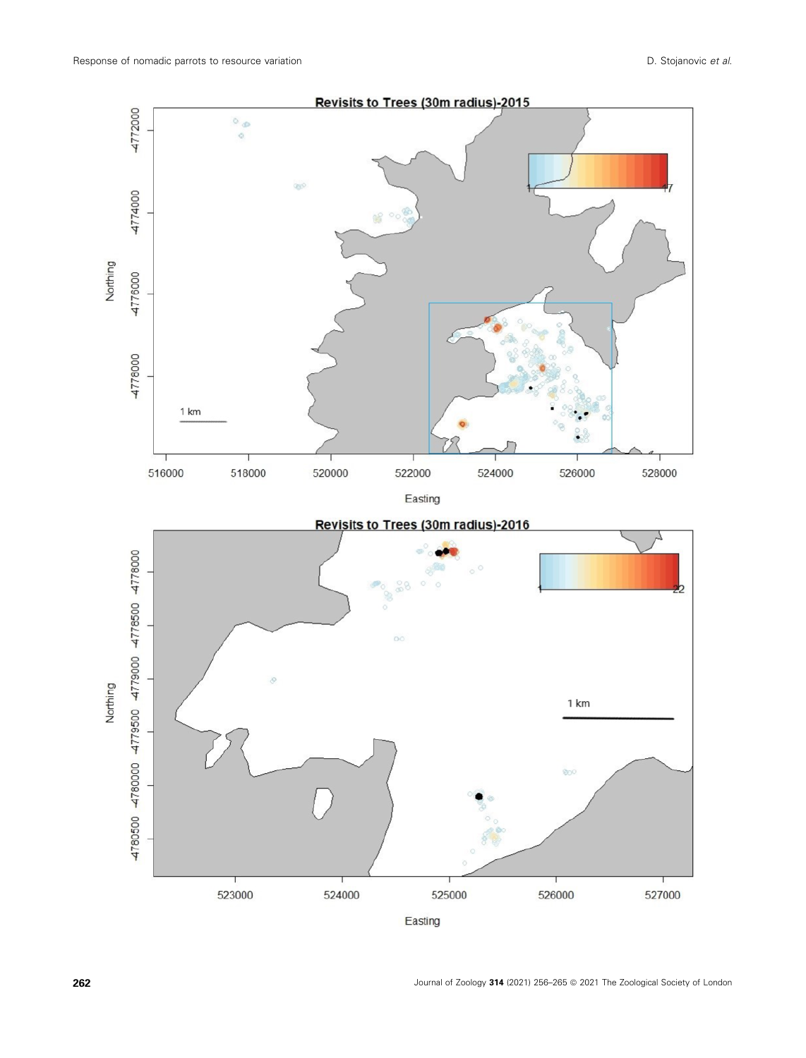Revisits to Trees (30m radius)-2015

Revisits to Trees (30m radius)-2016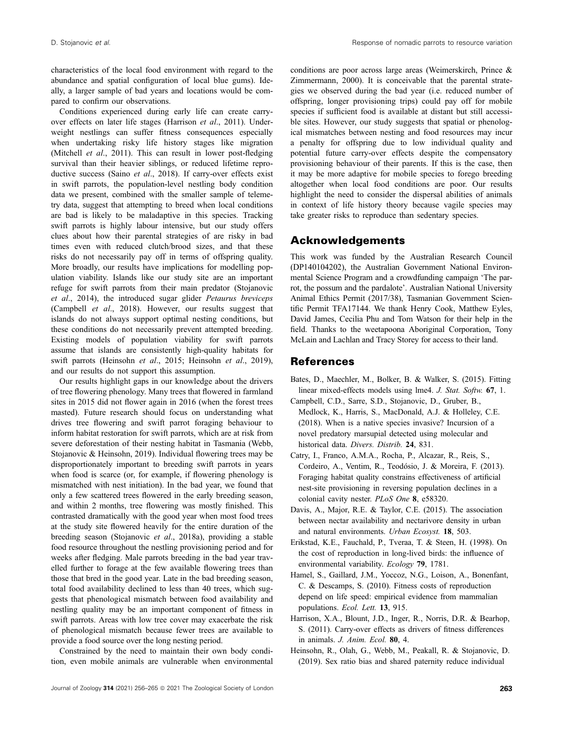characteristics of the local food environment with regard to the abundance and spatial configuration of local blue gums). Ideally, a larger sample of bad years and locations would be compared to confirm our observations.

Conditions experienced during early life can create carry-over effects on later life stages (Harrison *et al*., 2011). Underweight nestlings can suffer fitness consequences especially when undertaking risky life history stages like migration (Mitchell *et al*., 2011). This can result in lower post-fledging survival than their heavier siblings, or reduced lifetime reproductive success (Saino *et al*., 2018). If carry-over effects exist in swift parrots, the population-level nestling body condition data we present, combined with the smaller sample of telemetry data, suggest that attempting to breed when local conditions are bad is likely to be maladaptive in this species. Tracking swift parrots is highly labour intensive, but our study offers clues about how their parental strategies of are risky in bad times even with reduced clutch/brood sizes, and that these risks do not necessarily pay off in terms of offspring quality. More broadly, our results have implications for modelling population viability. Islands like our study site are an important refuge for swift parrots from their main predator (Stojanovic *et al*., 2014), the introduced sugar glider *Petaurus breviceps* (Campbell *et al*., 2018). However, our results suggest that islands do not always support optimal nesting conditions, but these conditions do not necessarily prevent attempted breeding. Existing models of population viability for swift parrots assume that islands are consistently high-quality habitats for swift parrots (Heinsohn *et al*., 2015; Heinsohn *et al*., 2019), and our results do not support this assumption.

Our results highlight gaps in our knowledge about the drivers of tree flowering phenology. Many trees that flowered in farmland sites in 2015 did not flower again in 2016 (when the forest trees masted). Future research should focus on understanding what drives tree flowering and swift parrot foraging behaviour to inform habitat restoration for swift parrots, which are at risk from severe deforestation of their nesting habitat in Tasmania (Webb, Stojanovic & Heinsohn, 2019). Individual flowering trees may be disproportionately important to breeding swift parrots in years when food is scarce (or, for example, if flowering phenology is mismatched with nest initiation). In the bad year, we found that only a few scattered trees flowered in the early breeding season, and within 2 months, tree flowering was mostly finished. This contrasted dramatically with the good year when most food trees at the study site flowered heavily for the entire duration of the breeding season (Stojanovic *et al*., 2018a), providing a stable food resource throughout the nestling provisioning period and for weeks after fledging. Male parrots breeding in the bad year travelled further to forage at the few available flowering trees than those that bred in the good year. Late in the bad breeding season, total food availability declined to less than 40 trees, which suggests that phenological mismatch between food availability and nestling quality may be an important component of fitness in swift parrots. Areas with low tree cover may exacerbate the risk of phenological mismatch because fewer trees are available to provide a food source over the long nesting period.

Constrained by the need to maintain their own body condition, even mobile animals are vulnerable when environmental conditions are poor across large areas (Weimerskirch, Prince & Zimmermann, 2000). It is conceivable that the parental strategies we observed during the bad year (i.e. reduced number of offspring, longer provisioning trips) could pay off for mobile species if sufficient food is available at distant but still accessible sites. However, our study suggests that spatial or phenological mismatches between nesting and food resources may incur a penalty for offspring due to low individual quality and potential future carry-over effects despite the compensatory provisioning behaviour of their parents. If this is the case, then it may be more adaptive for mobile species to forego breeding altogether when local food conditions are poor. Our results highlight the need to consider the dispersal abilities of animals in context of life history theory because vagile species may take greater risks to reproduce than sedentary species.

## Acknowledgements

This work was funded by the Australian Research Council (DP140104202), the Australian Government National Environmental Science Program and a crowdfunding campaign 'The parrot, the possum and the pardalote'. Australian National University Animal Ethics Permit (2017/38), Tasmanian Government Scientific Permit TFA17144. We thank Henry Cook, Matthew Eyles, David James, Cecilia Phu and Tom Watson for their help in the field. Thanks to the weetapoona Aboriginal Corporation, Tony McLain and Lachlan and Tracy Storey for access to their land.

## References

Bates, D., Maechler, M., Bolker, B. & Walker, S. (2015). Fitting linear mixed-effects models using lme4. *J. Stat. Softw.* **67**, 1.

Campbell, C.D., Sarre, S.D., Stojanovic, D., Gruber, B., Medlock, K., Harris, S., MacDonald, A.J. & Holleley, C.E. (2018). When is a native species invasive? Incursion of a novel predatory marsupial detected using molecular and historical data. *Divers. Distrib.* **24**, 831.

Catry, I., Franco, A.M.A., Rocha, P., Alcazar, R., Reis, S., Cordeiro, A., Ventim, R., Teodósio, J. & Moreira, F. (2013). Foraging habitat quality constrains effectiveness of artificial nest-site provisioning in reversing population declines in a colonial cavity nester. *PLoS One* **8**, e58320.

Davis, A., Major, R.E. & Taylor, C.E. (2015). The association between nectar availability and nectarivore density in urban and natural environments. *Urban Ecosyst.* **18**, 503.

Erikstad, K.E., Fauchald, P., Tveraa, T. & Steen, H. (1998). On the cost of reproduction in long-lived birds: the influence of environmental variability. *Ecology* **79**, 1781.

Hamel, S., Gaillard, J.M., Yoccoz, N.G., Loison, A., Bonenfant, C. & Descamps, S. (2010). Fitness costs of reproduction depend on life speed: empirical evidence from mammalian populations. *Ecol. Lett.* **13**, 915.

Harrison, X.A., Blount, J.D., Inger, R., Norris, D.R. & Bearhop, S. (2011). Carry-over effects as drivers of fitness differences in animals. *J. Anim. Ecol.* **80**, 4.

Heinsohn, R., Olah, G., Webb, M., Peakall, R. & Stojanovic, D. (2019). Sex ratio bias and shared paternity reduce individual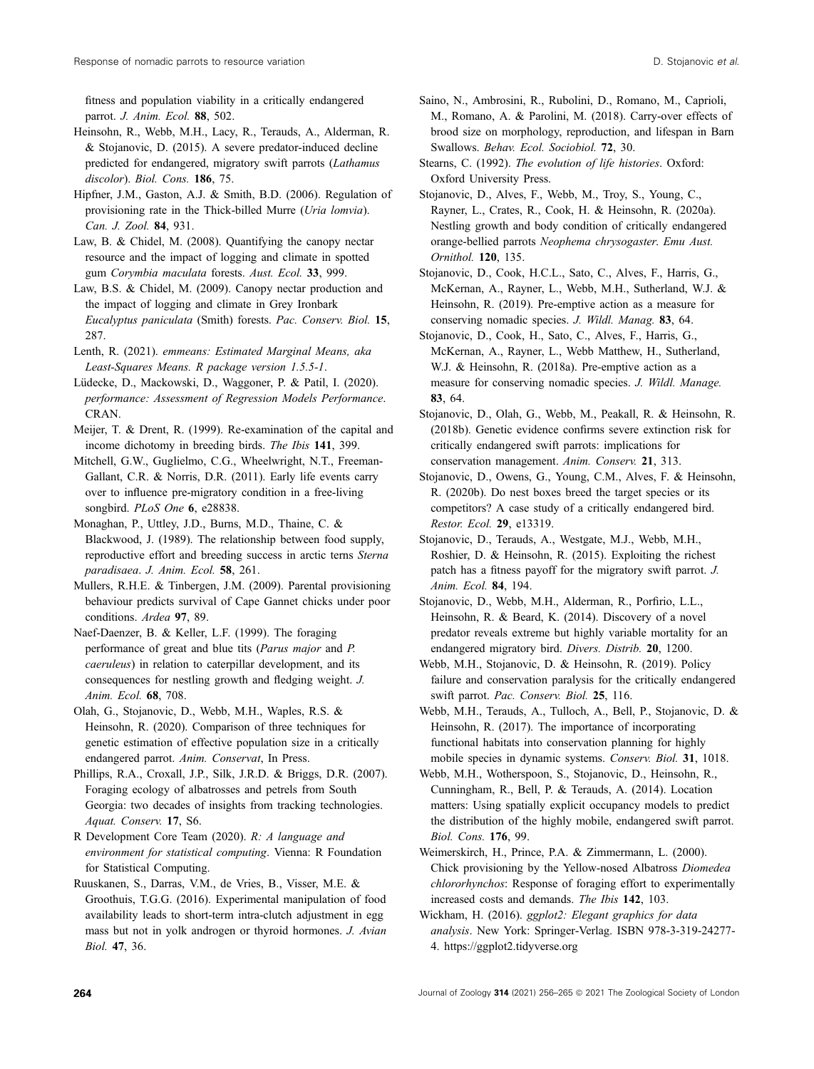fitness and population viability in a critically endangered parrot. *J. Anim. Ecol.* **88**, 502.

Heinsohn, R., Webb, M.H., Lacy, R., Terauds, A., Alderman, R. & Stojanovic, D. (2015). A severe predator-induced decline predicted for endangered, migratory swift parrots (*Lathamus discolor*). *Biol. Cons.* **186**, 75.

Hipfner, J.M., Gaston, A.J. & Smith, B.D. (2006). Regulation of provisioning rate in the Thick-billed Murre (*Uria lomvia*). *Can. J. Zool.* **84**, 931.

Law, B. & Chidel, M. (2008). Quantifying the canopy nectar resource and the impact of logging and climate in spotted gum *Corymbia maculata* forests. *Aust. Ecol.* **33**, 999.

Law, B.S. & Chidel, M. (2009). Canopy nectar production and the impact of logging and climate in Grey Ironbark *Eucalyptus paniculata* (Smith) forests. *Pac. Conserv. Biol.* **15**, 287.

Lenth, R. (2021). *emmeans: Estimated Marginal Means, aka Least-Squares Means. R package version 1.5.5-1*.

Lüdecke, D., Mackowski, D., Waggoner, P. & Patil, I. (2020). *performance: Assessment of Regression Models Performance*. CRAN.

Meijer, T. & Drent, R. (1999). Re-examination of the capital and income dichotomy in breeding birds. *The Ibis* **141**, 399.

Mitchell, G.W., Guglielmo, C.G., Wheelwright, N.T., Freeman-Gallant, C.R. & Norris, D.R. (2011). Early life events carry over to influence pre-migratory condition in a free-living songbird. *PLoS One* **6**, e28838.

Monaghan, P., Uttley, J.D., Burns, M.D., Thaine, C. & Blackwood, J. (1989). The relationship between food supply, reproductive effort and breeding success in arctic terns *Sterna paradisaea*. *J. Anim. Ecol.* **58**, 261.

Mullers, R.H.E. & Tinbergen, J.M. (2009). Parental provisioning behaviour predicts survival of Cape Gannet chicks under poor conditions. *Ardea* **97**, 89.

Naef-Daenzer, B. & Keller, L.F. (1999). The foraging performance of great and blue tits (*Parus major* and *P. caeruleus*) in relation to caterpillar development, and its consequences for nestling growth and fledging weight. *J. Anim. Ecol.* **68**, 708.

Olah, G., Stojanovic, D., Webb, M.H., Waples, R.S. & Heinsohn, R. (2020). Comparison of three techniques for genetic estimation of effective population size in a critically endangered parrot. *Anim. Conservat*, In Press.

Phillips, R.A., Croxall, J.P., Silk, J.R.D. & Briggs, D.R. (2007). Foraging ecology of albatrosses and petrels from South Georgia: two decades of insights from tracking technologies. *Aquat. Conserv.* **17**, S6.

R Development Core Team (2020). *R: A language and environment for statistical computing*. Vienna: R Foundation for Statistical Computing.

Ruuskanen, S., Darras, V.M., de Vries, B., Visser, M.E. & Groothuis, T.G.G. (2016). Experimental manipulation of food availability leads to short-term intra-clutch adjustment in egg mass but not in yolk androgen or thyroid hormones. *J. Avian Biol.* **47**, 36.

Saino, N., Ambrosini, R., Rubolini, D., Romano, M., Caprioli, M., Romano, A. & Parolini, M. (2018). Carry-over effects of brood size on morphology, reproduction, and lifespan in Barn Swallows. *Behav. Ecol. Sociobiol.* **72**, 30.

Stearns, C. (1992). *The evolution of life histories*. Oxford: Oxford University Press.

Stojanovic, D., Alves, F., Webb, M., Troy, S., Young, C., Rayner, L., Crates, R., Cook, H. & Heinsohn, R. (2020a). Nestling growth and body condition of critically endangered orange-bellied parrots *Neophema chrysogaster*. *Emu Aust. Ornithol.* **120**, 135.

Stojanovic, D., Cook, H.C.L., Sato, C., Alves, F., Harris, G., McKernan, A., Rayner, L., Webb, M.H., Sutherland, W.J. & Heinsohn, R. (2019). Pre-emptive action as a measure for conserving nomadic species. *J. Wildl. Manag.* **83**, 64.

Stojanovic, D., Cook, H., Sato, C., Alves, F., Harris, G., McKernan, A., Rayner, L., Webb Matthew, H., Sutherland, W.J. & Heinsohn, R. (2018a). Pre-emptive action as a measure for conserving nomadic species. *J. Wildl. Manage.* **83**, 64.

Stojanovic, D., Olah, G., Webb, M., Peakall, R. & Heinsohn, R. (2018b). Genetic evidence confirms severe extinction risk for critically endangered swift parrots: implications for conservation management. *Anim. Conserv.* **21**, 313.

Stojanovic, D., Owens, G., Young, C.M., Alves, F. & Heinsohn, R. (2020b). Do nest boxes breed the target species or its competitors? A case study of a critically endangered bird. *Restor. Ecol.* **29**, e13319.

Stojanovic, D., Terauds, A., Westgate, M.J., Webb, M.H., Roshier, D. & Heinsohn, R. (2015). Exploiting the richest patch has a fitness payoff for the migratory swift parrot. *J. Anim. Ecol.* **84**, 194.

Stojanovic, D., Webb, M.H., Alderman, R., Porfirio, L.L., Heinsohn, R. & Beard, K. (2014). Discovery of a novel predator reveals extreme but highly variable mortality for an endangered migratory bird. *Divers. Distrib.* **20**, 1200.

Webb, M.H., Stojanovic, D. & Heinsohn, R. (2019). Policy failure and conservation paralysis for the critically endangered swift parrot. *Pac. Conserv. Biol.* **25**, 116.

Webb, M.H., Terauds, A., Tulloch, A., Bell, P., Stojanovic, D. & Heinsohn, R. (2017). The importance of incorporating functional habitats into conservation planning for highly mobile species in dynamic systems. *Conserv. Biol.* **31**, 1018.

Webb, M.H., Wotherspoon, S., Stojanovic, D., Heinsohn, R., Cunningham, R., Bell, P. & Terauds, A. (2014). Location matters: Using spatially explicit occupancy models to predict the distribution of the highly mobile, endangered swift parrot. *Biol. Cons.* **176**, 99.

Weimerskirch, H., Prince, P.A. & Zimmermann, L. (2000). Chick provisioning by the Yellow-nosed Albatross *Diomedea chlororhynchos*: Response of foraging effort to experimentally increased costs and demands. *The Ibis* **142**, 103.

Wickham, H. (2016). *ggplot2: Elegant graphics for data analysis*. New York: Springer-Verlag. ISBN 978-3-319-24277-4. https://ggplot2.tidyverse.org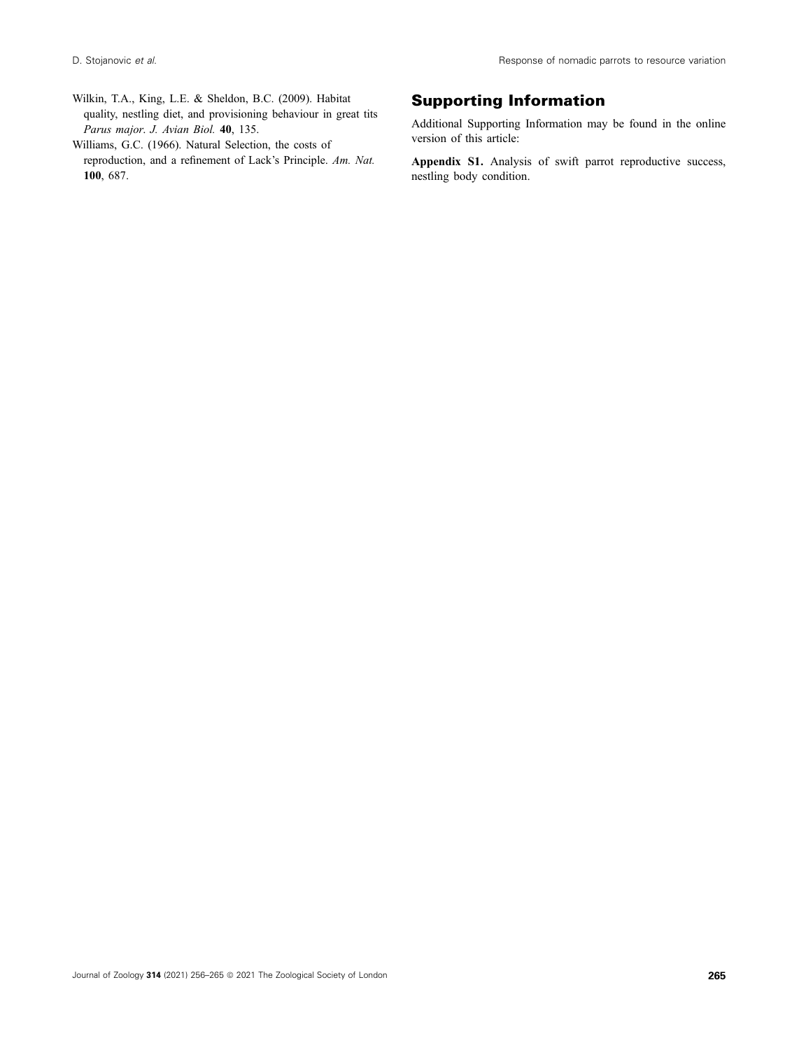Wilkin, T.A., King, L.E. & Sheldon, B.C. (2009). Habitat quality, nestling diet, and provisioning behaviour in great tits *Parus major*. *J. Avian Biol.* **40**, 135.

Williams, G.C. (1966). Natural Selection, the costs of reproduction, and a refinement of Lack's Principle. *Am. Nat.* **100**, 687.

## Supporting Information

Additional Supporting Information may be found in the online version of this article:

**Appendix S1.** Analysis of swift parrot reproductive success, nestling body condition.